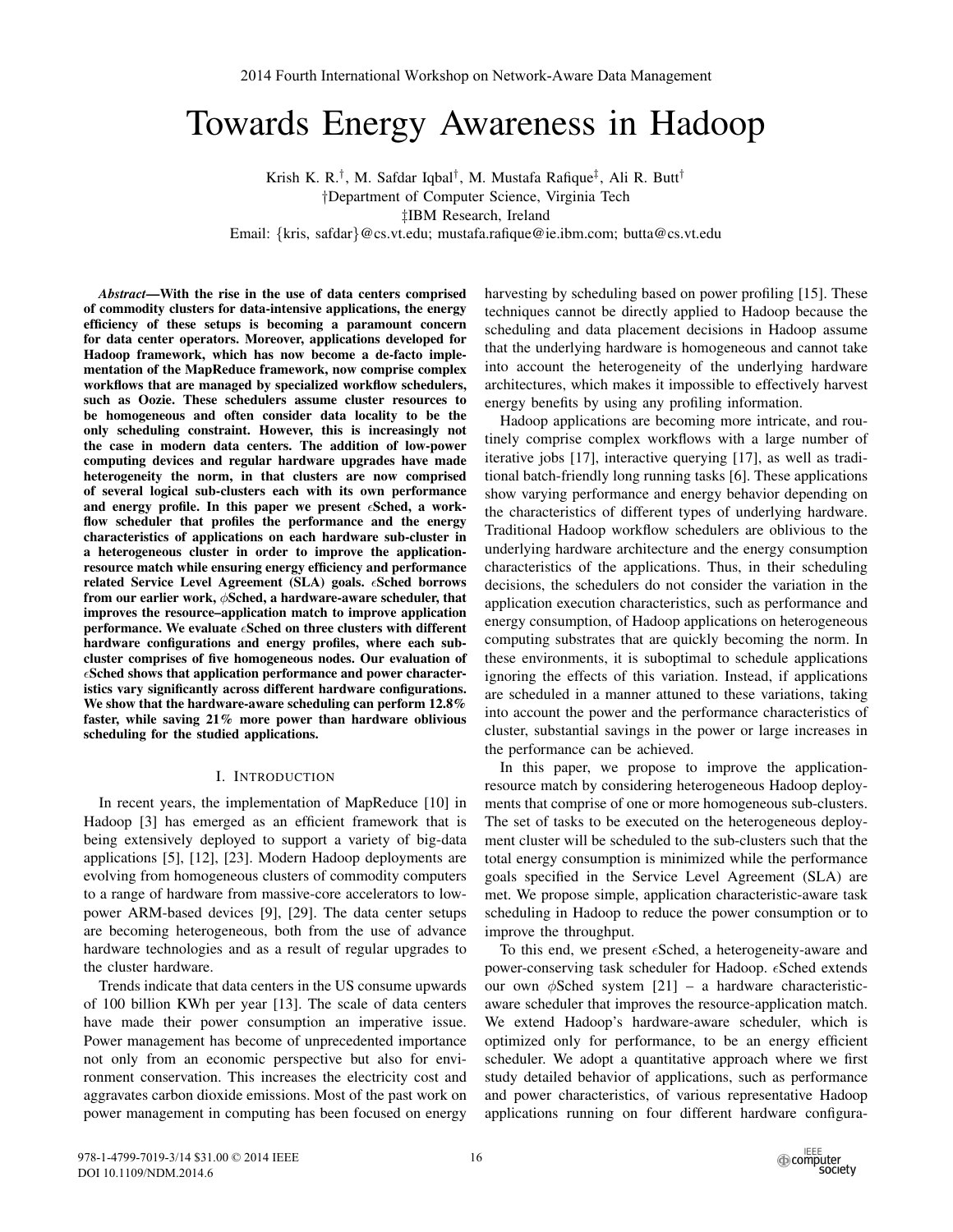2014 Fourth International Workshop on Network-Aware Data Management

# Towards Energy Awareness in Hadoop

Krish K. R.[†], M. Safdar Iqbal[†], M. Mustafa Rafique[‡], Ali R. Butt[†]

†Department of Computer Science, Virginia Tech

‡IBM Research, Ireland

Email: {kris, safdar}@cs.vt.edu; mustafa.rafique@ie.ibm.com; butta@cs.vt.edu

***Abstract*—With the rise in the use of data centers comprised of commodity clusters for data-intensive applications, the energy efficiency of these setups is becoming a paramount concern for data center operators. Moreover, applications developed for Hadoop framework, which has now become a de-facto implementation of the MapReduce framework, now comprise complex workflows that are managed by specialized workflow schedulers, such as Oozie. These schedulers assume cluster resources to be homogeneous and often consider data locality to be the only scheduling constraint. However, this is increasingly not the case in modern data centers. The addition of low-power computing devices and regular hardware upgrades have made heterogeneity the norm, in that clusters are now comprised of several logical sub-clusters each with its own performance and energy profile. In this paper we present $\epsilon$Sched, a workflow scheduler that profiles the performance and the energy characteristics of applications on each hardware sub-cluster in a heterogeneous cluster in order to improve the application-resource match while ensuring energy efficiency and performance related Service Level Agreement (SLA) goals. $\epsilon$Sched borrows from our earlier work, $\phi$Sched, a hardware-aware scheduler, that improves the resource–application match to improve application performance. We evaluate $\epsilon$Sched on three clusters with different hardware configurations and energy profiles, where each sub-cluster comprises of five homogeneous nodes. Our evaluation of $\epsilon$Sched shows that application performance and power characteristics vary significantly across different hardware configurations. We show that the hardware-aware scheduling can perform 12.8% faster, while saving 21% more power than hardware oblivious scheduling for the studied applications.**

## I. Introduction

In recent years, the implementation of MapReduce [10] in Hadoop [3] has emerged as an efficient framework that is being extensively deployed to support a variety of big-data applications [5], [12], [23]. Modern Hadoop deployments are evolving from homogeneous clusters of commodity computers to a range of hardware from massive-core accelerators to low-power ARM-based devices [9], [29]. The data center setups are becoming heterogeneous, both from the use of advance hardware technologies and as a result of regular upgrades to the cluster hardware.

Trends indicate that data centers in the US consume upwards of 100 billion KWh per year [13]. The scale of data centers have made their power consumption an imperative issue. Power management has become of unprecedented importance not only from an economic perspective but also for environment conservation. This increases the electricity cost and aggravates carbon dioxide emissions. Most of the past work on power management in computing has been focused on energy harvesting by scheduling based on power profiling [15]. These techniques cannot be directly applied to Hadoop because the scheduling and data placement decisions in Hadoop assume that the underlying hardware is homogeneous and cannot take into account the heterogeneity of the underlying hardware architectures, which makes it impossible to effectively harvest energy benefits by using any profiling information.

Hadoop applications are becoming more intricate, and routinely comprise complex workflows with a large number of iterative jobs [17], interactive querying [17], as well as traditional batch-friendly long running tasks [6]. These applications show varying performance and energy behavior depending on the characteristics of different types of underlying hardware. Traditional Hadoop workflow schedulers are oblivious to the underlying hardware architecture and the energy consumption characteristics of the applications. Thus, in their scheduling decisions, the schedulers do not consider the variation in the application execution characteristics, such as performance and energy consumption, of Hadoop applications on heterogeneous computing substrates that are quickly becoming the norm. In these environments, it is suboptimal to schedule applications ignoring the effects of this variation. Instead, if applications are scheduled in a manner attuned to these variations, taking into account the power and the performance characteristics of cluster, substantial savings in the power or large increases in the performance can be achieved.

In this paper, we propose to improve the application-resource match by considering heterogeneous Hadoop deployments that comprise of one or more homogeneous sub-clusters. The set of tasks to be executed on the heterogeneous deployment cluster will be scheduled to the sub-clusters such that the total energy consumption is minimized while the performance goals specified in the Service Level Agreement (SLA) are met. We propose simple, application characteristic-aware task scheduling in Hadoop to reduce the power consumption or to improve the throughput.

To this end, we present $\epsilon$Sched, a heterogeneity-aware and power-conserving task scheduler for Hadoop. $\epsilon$Sched extends our own $\phi$Sched system [21] – a hardware characteristic-aware scheduler that improves the resource-application match. We extend Hadoop's hardware-aware scheduler, which is optimized only for performance, to be an energy efficient scheduler. We adopt a quantitative approach where we first study detailed behavior of applications, such as performance and power characteristics, of various representative Hadoop applications running on four different hardware configura-

978-1-4799-7019-3/14 $31.00 © 2014 IEEE
DOI 10.1109/NDM.2014.6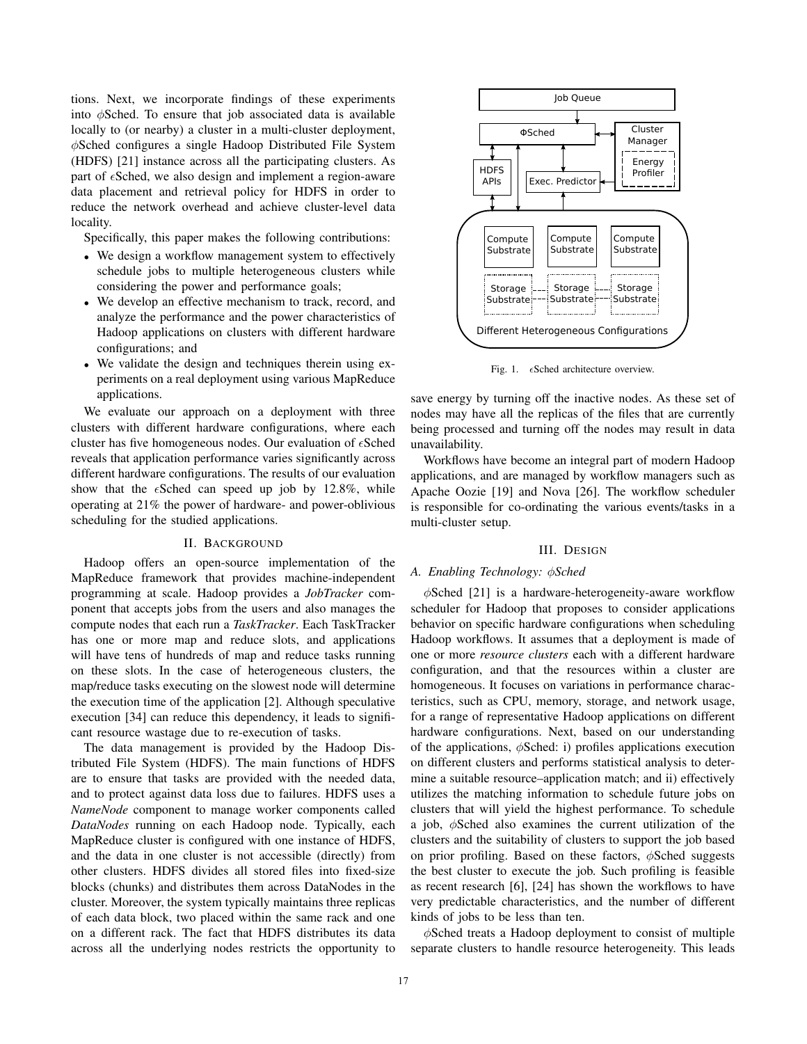tions. Next, we incorporate findings of these experiments into $\phi$Sched. To ensure that job associated data is available locally to (or nearby) a cluster in a multi-cluster deployment, $\phi$Sched configures a single Hadoop Distributed File System (HDFS) [21] instance across all the participating clusters. As part of $\epsilon$Sched, we also design and implement a region-aware data placement and retrieval policy for HDFS in order to reduce the network overhead and achieve cluster-level data locality.

Specifically, this paper makes the following contributions:

- We design a workflow management system to effectively schedule jobs to multiple heterogeneous clusters while considering the power and performance goals;
- We develop an effective mechanism to track, record, and analyze the performance and the power characteristics of Hadoop applications on clusters with different hardware configurations; and
- We validate the design and techniques therein using experiments on a real deployment using various MapReduce applications.

We evaluate our approach on a deployment with three clusters with different hardware configurations, where each cluster has five homogeneous nodes. Our evaluation of $\epsilon$Sched reveals that application performance varies significantly across different hardware configurations. The results of our evaluation show that the $\epsilon$Sched can speed up job by 12.8%, while operating at 21% the power of hardware- and power-oblivious scheduling for the studied applications.

## II. Background

Hadoop offers an open-source implementation of the MapReduce framework that provides machine-independent programming at scale. Hadoop provides a *JobTracker* component that accepts jobs from the users and also manages the compute nodes that each run a *TaskTracker*. Each TaskTracker has one or more map and reduce slots, and applications will have tens of hundreds of map and reduce tasks running on these slots. In the case of heterogeneous clusters, the map/reduce tasks executing on the slowest node will determine the execution time of the application [2]. Although speculative execution [34] can reduce this dependency, it leads to significant resource wastage due to re-execution of tasks.

The data management is provided by the Hadoop Distributed File System (HDFS). The main functions of HDFS are to ensure that tasks are provided with the needed data, and to protect against data loss due to failures. HDFS uses a *NameNode* component to manage worker components called *DataNodes* running on each Hadoop node. Typically, each MapReduce cluster is configured with one instance of HDFS, and the data in one cluster is not accessible (directly) from other clusters. HDFS divides all stored files into fixed-size blocks (chunks) and distributes them across DataNodes in the cluster. Moreover, the system typically maintains three replicas of each data block, two placed within the same rack and one on a different rack. The fact that HDFS distributes its data across all the underlying nodes restricts the opportunity to save energy by turning off the inactive nodes. As these set of nodes may have all the replicas of the files that are currently being processed and turning off the nodes may result in data unavailability.

Job Queue

ΦSched

Cluster Manager

Energy Profiler

HDFS APIs

Exec. Predictor

Compute Substrate

Compute Substrate

Compute Substrate

Storage Substrate

Storage Substrate

Storage Substrate

Different Heterogeneous Configurations

Fig. 1. $\epsilon$Sched architecture overview.

Workflows have become an integral part of modern Hadoop applications, and are managed by workflow managers such as Apache Oozie [19] and Nova [26]. The workflow scheduler is responsible for co-ordinating the various events/tasks in a multi-cluster setup.

## III. Design

### A. Enabling Technology: $\phi$Sched

$\phi$Sched [21] is a hardware-heterogeneity-aware workflow scheduler for Hadoop that proposes to consider applications behavior on specific hardware configurations when scheduling Hadoop workflows. It assumes that a deployment is made of one or more *resource clusters* each with a different hardware configuration, and that the resources within a cluster are homogeneous. It focuses on variations in performance characteristics, such as CPU, memory, storage, and network usage, for a range of representative Hadoop applications on different hardware configurations. Next, based on our understanding of the applications, $\phi$Sched: i) profiles applications execution on different clusters and performs statistical analysis to determine a suitable resource–application match; and ii) effectively utilizes the matching information to schedule future jobs on clusters that will yield the highest performance. To schedule a job, $\phi$Sched also examines the current utilization of the clusters and the suitability of clusters to support the job based on prior profiling. Based on these factors, $\phi$Sched suggests the best cluster to execute the job. Such profiling is feasible as recent research [6], [24] has shown the workflows to have very predictable characteristics, and the number of different kinds of jobs to be less than ten.

$\phi$Sched treats a Hadoop deployment to consist of multiple separate clusters to handle resource heterogeneity. This leads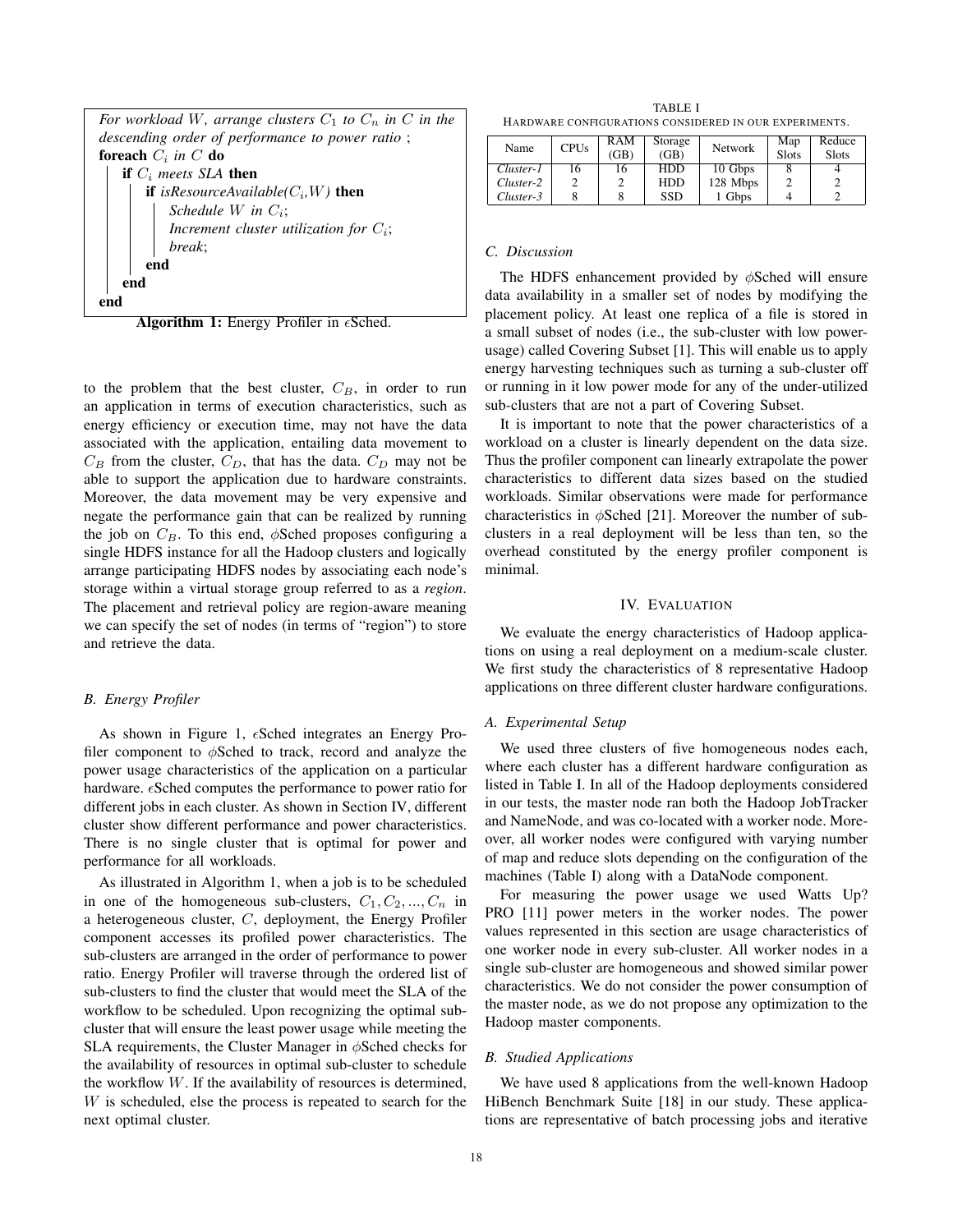```
For workload W, arrange clusters C_1 to C_n in C in the descending order of performance to power ratio ;
foreach C_i in C do
    if C_i meets SLA then
        if isResourceAvailable(C_i,W) then
            Schedule W in C_i;
            Increment cluster utilization for C_i;
            break;
        end
    end
end
```

**Algorithm 1:** Energy Profiler in $\epsilon$Sched.

to the problem that the best cluster, $C_B$, in order to run an application in terms of execution characteristics, such as energy efficiency or execution time, may not have the data associated with the application, entailing data movement to $C_B$ from the cluster, $C_D$, that has the data. $C_D$ may not be able to support the application due to hardware constraints. Moreover, the data movement may be very expensive and negate the performance gain that can be realized by running the job on $C_B$. To this end, $\phi$Sched proposes configuring a single HDFS instance for all the Hadoop clusters and logically arrange participating HDFS nodes by associating each node's storage within a virtual storage group referred to as a *region*. The placement and retrieval policy are region-aware meaning we can specify the set of nodes (in terms of "region") to store and retrieve the data.

### B. Energy Profiler

As shown in Figure 1, $\epsilon$Sched integrates an Energy Profiler component to $\phi$Sched to track, record and analyze the power usage characteristics of the application on a particular hardware. $\epsilon$Sched computes the performance to power ratio for different jobs in each cluster. As shown in Section IV, different cluster show different performance and power characteristics. There is no single cluster that is optimal for power and performance for all workloads.

As illustrated in Algorithm 1, when a job is to be scheduled in one of the homogeneous sub-clusters, $C_1, C_2, ..., C_n$ in a heterogeneous cluster, $C$, deployment, the Energy Profiler component accesses its profiled power characteristics. The sub-clusters are arranged in the order of performance to power ratio. Energy Profiler will traverse through the ordered list of sub-clusters to find the cluster that would meet the SLA of the workflow to be scheduled. Upon recognizing the optimal sub-cluster that will ensure the least power usage while meeting the SLA requirements, the Cluster Manager in $\phi$Sched checks for the availability of resources in optimal sub-cluster to schedule the workflow $W$. If the availability of resources is determined, $W$ is scheduled, else the process is repeated to search for the next optimal cluster.

TABLE I
HARDWARE CONFIGURATIONS CONSIDERED IN OUR EXPERIMENTS.

| Name | CPUs | RAM (GB) | Storage (GB) | Network | Map Slots | Reduce Slots |
|---|---|---|---|---|---|---|
| *Cluster-1* | 16 | 16 | HDD | 10 Gbps | 8 | 4 |
| *Cluster-2* | 2 | 2 | HDD | 128 Mbps | 2 | 2 |
| *Cluster-3* | 8 | 8 | SSD | 1 Gbps | 4 | 2 |

### C. Discussion

The HDFS enhancement provided by $\phi$Sched will ensure data availability in a smaller set of nodes by modifying the placement policy. At least one replica of a file is stored in a small subset of nodes (i.e., the sub-cluster with low power-usage) called Covering Subset [1]. This will enable us to apply energy harvesting techniques such as turning a sub-cluster off or running in it low power mode for any of the under-utilized sub-clusters that are not a part of Covering Subset.

It is important to note that the power characteristics of a workload on a cluster is linearly dependent on the data size. Thus the profiler component can linearly extrapolate the power characteristics to different data sizes based on the studied workloads. Similar observations were made for performance characteristics in $\phi$Sched [21]. Moreover the number of sub-clusters in a real deployment will be less than ten, so the overhead constituted by the energy profiler component is minimal.

## IV. Evaluation

We evaluate the energy characteristics of Hadoop applications on using a real deployment on a medium-scale cluster. We first study the characteristics of 8 representative Hadoop applications on three different cluster hardware configurations.

### A. Experimental Setup

We used three clusters of five homogeneous nodes each, where each cluster has a different hardware configuration as listed in Table I. In all of the Hadoop deployments considered in our tests, the master node ran both the Hadoop JobTracker and NameNode, and was co-located with a worker node. Moreover, all worker nodes were configured with varying number of map and reduce slots depending on the configuration of the machines (Table I) along with a DataNode component.

For measuring the power usage we used Watts Up? PRO [11] power meters in the worker nodes. The power values represented in this section are usage characteristics of one worker node in every sub-cluster. All worker nodes in a single sub-cluster are homogeneous and showed similar power characteristics. We do not consider the power consumption of the master node, as we do not propose any optimization to the Hadoop master components.

### B. Studied Applications

We have used 8 applications from the well-known Hadoop HiBench Benchmark Suite [18] in our study. These applications are representative of batch processing jobs and iterative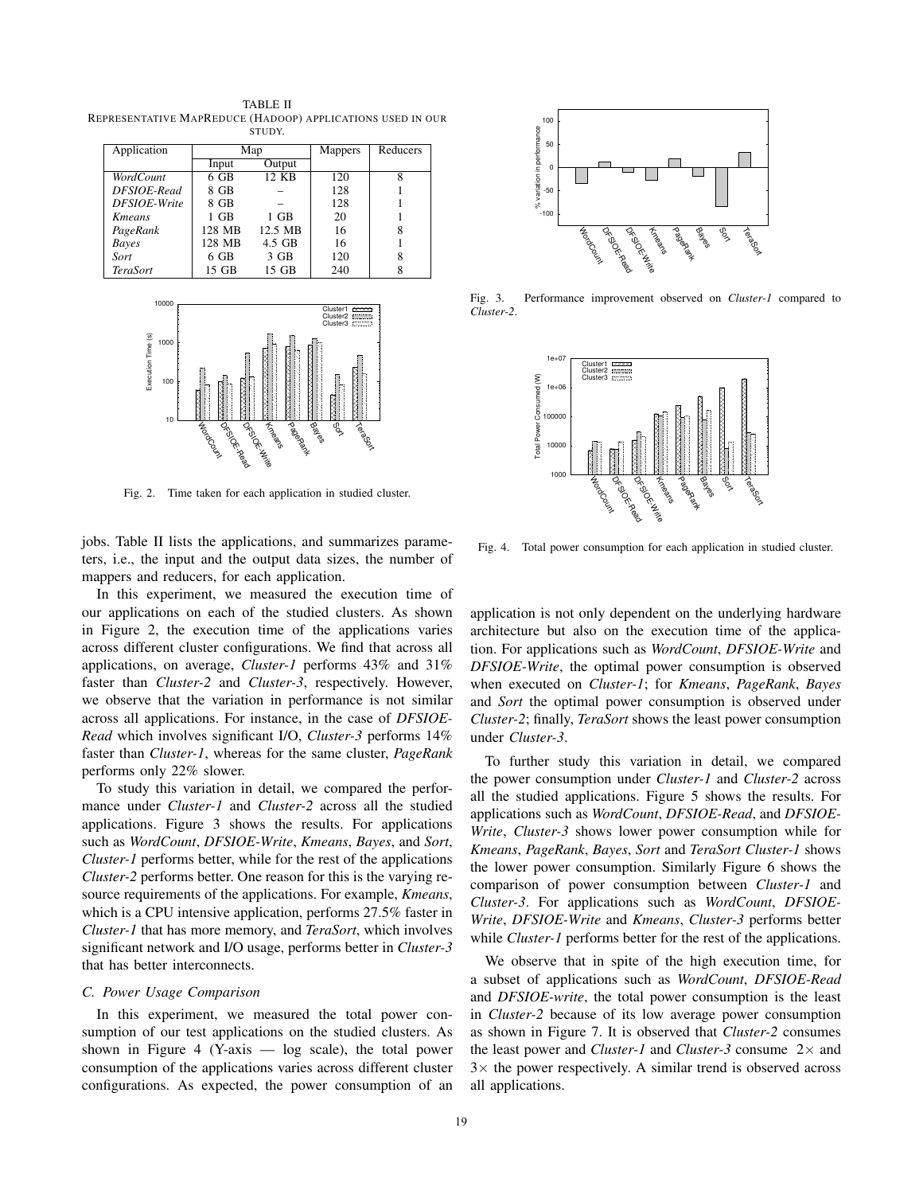TABLE II
REPRESENTATIVE MAPREDUCE (HADOOP) APPLICATIONS USED IN OUR STUDY.

| Application | Map | | Mappers | Reducers |
|---|---|---|---|---|
| | Input | Output | | |
| *WordCount* | 6 GB | 12 KB | 120 | 8 |
| *DFSIOE-Read* | 8 GB | – | 128 | 1 |
| *DFSIOE-Write* | 8 GB | – | 128 | 1 |
| *Kmeans* | 1 GB | 1 GB | 20 | 1 |
| *PageRank* | 128 MB | 12.5 MB | 16 | 8 |
| *Bayes* | 128 MB | 4.5 GB | 16 | 1 |
| *Sort* | 6 GB | 3 GB | 120 | 8 |
| *TeraSort* | 15 GB | 15 GB | 240 | 8 |

10000
1000
100
10
Execution Time (s)
Cluster1
Cluster2
Cluster3
WordCount
DFSIOE-Read
DFSIOE-Write
Kmeans
PageRank
Bayes
Sort
TeraSort

Fig. 2. Time taken for each application in studied cluster.

jobs. Table II lists the applications, and summarizes parameters, i.e., the input and the output data sizes, the number of mappers and reducers, for each application.

In this experiment, we measured the execution time of our applications on each of the studied clusters. As shown in Figure 2, the execution time of the applications varies across different cluster configurations. We find that across all applications, on average, *Cluster-1* performs 43% and 31% faster than *Cluster-2* and *Cluster-3*, respectively. However, we observe that the variation in performance is not similar across all applications. For instance, in the case of *DFSIOE-Read* which involves significant I/O, *Cluster-3* performs 14% faster than *Cluster-1*, whereas for the same cluster, *PageRank* performs only 22% slower.

To study this variation in detail, we compared the performance under *Cluster-1* and *Cluster-2* across all the studied applications. Figure 3 shows the results. For applications such as *WordCount*, *DFSIOE-Write*, *Kmeans*, *Bayes*, and *Sort*, *Cluster-1* performs better, while for the rest of the applications *Cluster-2* performs better. One reason for this is the varying resource requirements of the applications. For example, *Kmeans*, which is a CPU intensive application, performs 27.5% faster in *Cluster-1* that has more memory, and *TeraSort*, which involves significant network and I/O usage, performs better in *Cluster-3* that has better interconnects.

### C. Power Usage Comparison

In this experiment, we measured the total power consumption of our test applications on the studied clusters. As shown in Figure 4 (Y-axis — log scale), the total power consumption of the applications varies across different cluster configurations. As expected, the power consumption of an

100
50
0
-50
-100
% variation in performance
WordCount
DFSIOE-Read
DFSIOE-Write
Kmeans
PageRank
Bayes
Sort
TeraSort

Fig. 3. Performance improvement observed on *Cluster-1* compared to *Cluster-2*.

1e+07
1e+06
100000
10000
1000
Total Power Consumed (W)
Cluster1
Cluster2
Cluster3
WordCount
DFSIOE-Read
DFSIOE-Write
Kmeans
PageRank
Bayes
Sort
TeraSort

Fig. 4. Total power consumption for each application in studied cluster.

application is not only dependent on the underlying hardware architecture but also on the execution time of the application. For applications such as *WordCount*, *DFSIOE-Write* and *DFSIOE-Write*, the optimal power consumption is observed when executed on *Cluster-1*; for *Kmeans*, *PageRank*, *Bayes* and *Sort* the optimal power consumption is observed under *Cluster-2*; finally, *TeraSort* shows the least power consumption under *Cluster-3*.

To further study this variation in detail, we compared the power consumption under *Cluster-1* and *Cluster-2* across all the studied applications. Figure 5 shows the results. For applications such as *WordCount*, *DFSIOE-Read*, and *DFSIOE-Write*, *Cluster-3* shows lower power consumption while for *Kmeans*, *PageRank*, *Bayes*, *Sort* and *TeraSort Cluster-1* shows the lower power consumption. Similarly Figure 6 shows the comparison of power consumption between *Cluster-1* and *Cluster-3*. For applications such as *WordCount*, *DFSIOE-Write*, *DFSIOE-Write* and *Kmeans*, *Cluster-3* performs better while *Cluster-1* performs better for the rest of the applications.

We observe that in spite of the high execution time, for a subset of applications such as *WordCount*, *DFSIOE-Read* and *DFSIOE-write*, the total power consumption is the least in *Cluster-2* because of its low average power consumption as shown in Figure 7. It is observed that *Cluster-2* consumes the least power and *Cluster-1* and *Cluster-3* consume $2\times$ and $3\times$ the power respectively. A similar trend is observed across all applications.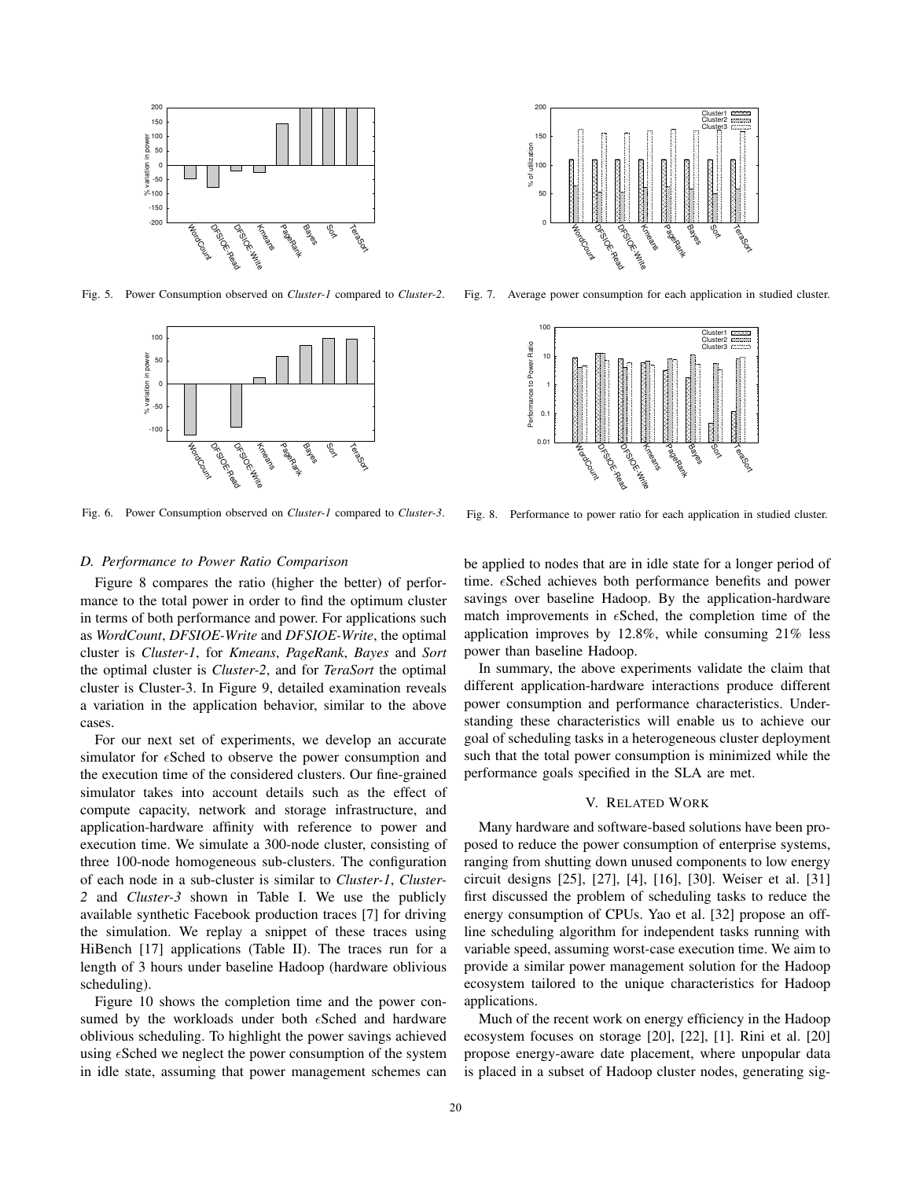200
150
100
50
0
-50
-100
-150
-200
% variation in power
WordCount
DFSIOE-Read
DFSIOE-Write
Kmeans
PageRank
Bayes
Sort
TeraSort

Fig. 5. Power Consumption observed on *Cluster-1* compared to *Cluster-2*.

100
50
0
-50
-100
% variation in power
WordCount
DFSIOE-Read
DFSIOE-Write
Kmeans
PageRank
Bayes
Sort
TeraSort

Fig. 6. Power Consumption observed on *Cluster-1* compared to *Cluster-3*.

200
150
100
50
0
% of utilization
Cluster1
Cluster2
Cluster3
WordCount
DFSIOE-Read
DFSIOE-Write
Kmeans
PageRank
Bayes
Sort
TeraSort

Fig. 7. Average power consumption for each application in studied cluster.

100
10
1
0.1
0.01
Performance to Power Ratio
Cluster1
Cluster2
Cluster3
WordCount
DFSIOE-Read
DFSIOE-Write
Kmeans
PageRank
Bayes
Sort
TeraSort

Fig. 8. Performance to power ratio for each application in studied cluster.

### D. Performance to Power Ratio Comparison

Figure 8 compares the ratio (higher the better) of performance to the total power in order to find the optimum cluster in terms of both performance and power. For applications such as *WordCount*, *DFSIOE-Write* and *DFSIOE-Write*, the optimal cluster is *Cluster-1*, for *Kmeans*, *PageRank*, *Bayes* and *Sort* the optimal cluster is *Cluster-2*, and for *TeraSort* the optimal cluster is Cluster-3. In Figure 9, detailed examination reveals a variation in the application behavior, similar to the above cases.

For our next set of experiments, we develop an accurate simulator for $\epsilon$Sched to observe the power consumption and the execution time of the considered clusters. Our fine-grained simulator takes into account details such as the effect of compute capacity, network and storage infrastructure, and application-hardware affinity with reference to power and execution time. We simulate a 300-node cluster, consisting of three 100-node homogeneous sub-clusters. The configuration of each node in a sub-cluster is similar to *Cluster-1*, *Cluster-2* and *Cluster-3* shown in Table I. We use the publicly available synthetic Facebook production traces [7] for driving the simulation. We replay a snippet of these traces using HiBench [17] applications (Table II). The traces run for a length of 3 hours under baseline Hadoop (hardware oblivious scheduling).

Figure 10 shows the completion time and the power consumed by the workloads under both $\epsilon$Sched and hardware oblivious scheduling. To highlight the power savings achieved using $\epsilon$Sched we neglect the power consumption of the system in idle state, assuming that power management schemes can be applied to nodes that are in idle state for a longer period of time. $\epsilon$Sched achieves both performance benefits and power savings over baseline Hadoop. By the application-hardware match improvements in $\epsilon$Sched, the completion time of the application improves by 12.8%, while consuming 21% less power than baseline Hadoop.

In summary, the above experiments validate the claim that different application-hardware interactions produce different power consumption and performance characteristics. Understanding these characteristics will enable us to achieve our goal of scheduling tasks in a heterogeneous cluster deployment such that the total power consumption is minimized while the performance goals specified in the SLA are met.

## V. Related Work

Many hardware and software-based solutions have been proposed to reduce the power consumption of enterprise systems, ranging from shutting down unused components to low energy circuit designs [25], [27], [4], [16], [30]. Weiser et al. [31] first discussed the problem of scheduling tasks to reduce the energy consumption of CPUs. Yao et al. [32] propose an offline scheduling algorithm for independent tasks running with variable speed, assuming worst-case execution time. We aim to provide a similar power management solution for the Hadoop ecosystem tailored to the unique characteristics for Hadoop applications.

Much of the recent work on energy efficiency in the Hadoop ecosystem focuses on storage [20], [22], [1]. Rini et al. [20] propose energy-aware date placement, where unpopular data is placed in a subset of Hadoop cluster nodes, generating sig-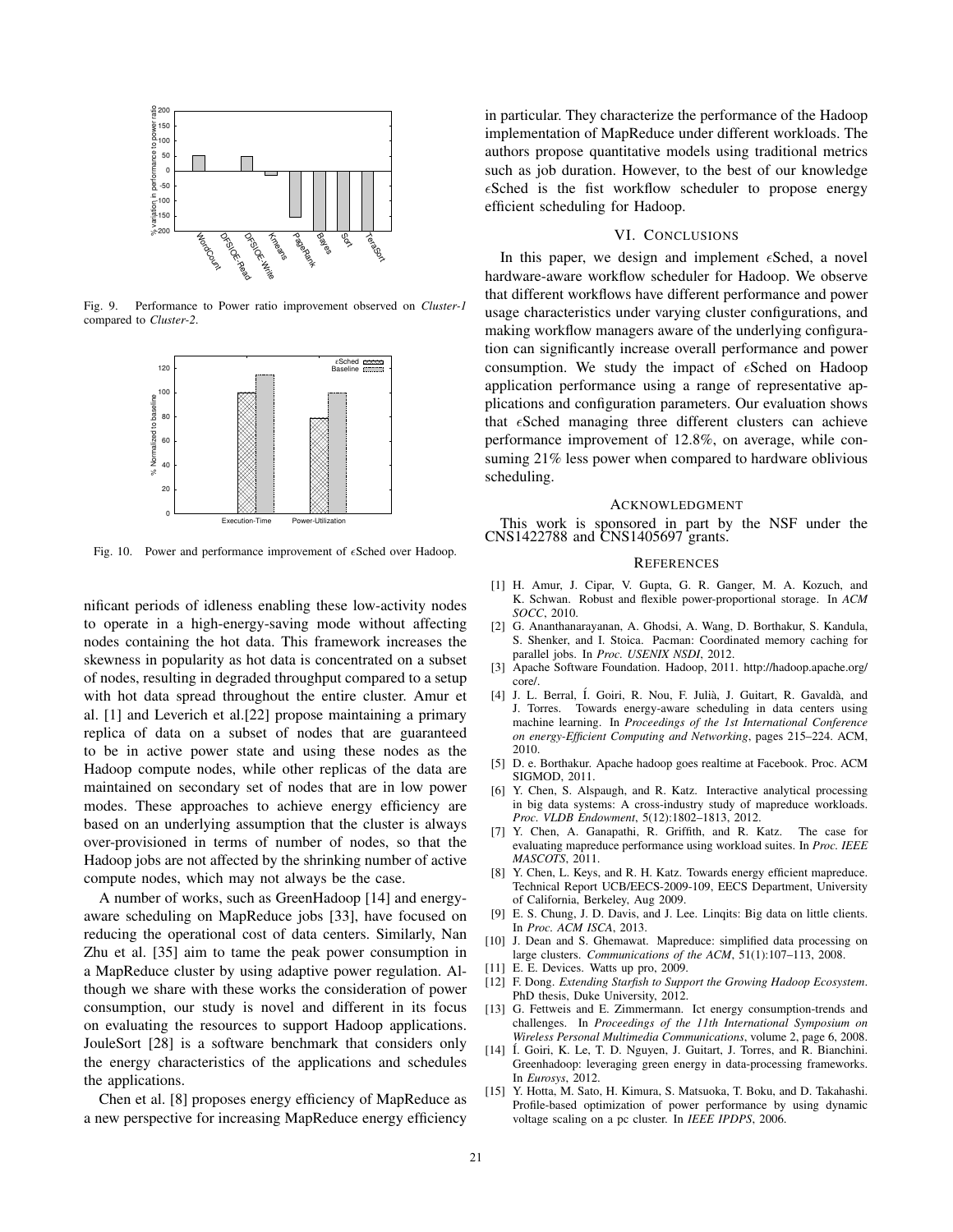Fig. 9. Performance to Power ratio improvement observed on *Cluster-1* compared to *Cluster-2*.

Fig. 10. Power and performance improvement of $\epsilon$Sched over Hadoop.

nificant periods of idleness enabling these low-activity nodes to operate in a high-energy-saving mode without affecting nodes containing the hot data. This framework increases the skewness in popularity as hot data is concentrated on a subset of nodes, resulting in degraded throughput compared to a setup with hot data spread throughout the entire cluster. Amur et al. [1] and Leverich et al.[22] propose maintaining a primary replica of data on a subset of nodes that are guaranteed to be in active power state and using these nodes as the Hadoop compute nodes, while other replicas of the data are maintained on secondary set of nodes that are in low power modes. These approaches to achieve energy efficiency are based on an underlying assumption that the cluster is always over-provisioned in terms of number of nodes, so that the Hadoop jobs are not affected by the shrinking number of active compute nodes, which may not always be the case.

A number of works, such as GreenHadoop [14] and energy-aware scheduling on MapReduce jobs [33], have focused on reducing the operational cost of data centers. Similarly, Nan Zhu et al. [35] aim to tame the peak power consumption in a MapReduce cluster by using adaptive power regulation. Although we share with these works the consideration of power consumption, our study is novel and different in its focus on evaluating the resources to support Hadoop applications. JouleSort [28] is a software benchmark that considers only the energy characteristics of the applications and schedules the applications.

Chen et al. [8] proposes energy efficiency of MapReduce as a new perspective for increasing MapReduce energy efficiency in particular. They characterize the performance of the Hadoop implementation of MapReduce under different workloads. The authors propose quantitative models using traditional metrics such as job duration. However, to the best of our knowledge $\epsilon$Sched is the fist workflow scheduler to propose energy efficient scheduling for Hadoop.

## VI. Conclusions

In this paper, we design and implement $\epsilon$Sched, a novel hardware-aware workflow scheduler for Hadoop. We observe that different workflows have different performance and power usage characteristics under varying cluster configurations, and making workflow managers aware of the underlying configuration can significantly increase overall performance and power consumption. We study the impact of $\epsilon$Sched on Hadoop application performance using a range of representative applications and configuration parameters. Our evaluation shows that $\epsilon$Sched managing three different clusters can achieve performance improvement of 12.8%, on average, while consuming 21% less power when compared to hardware oblivious scheduling.

## Acknowledgment

This work is sponsored in part by the NSF under the CNS1422788 and CNS1405697 grants.

## References

[1] H. Amur, J. Cipar, V. Gupta, G. R. Ganger, M. A. Kozuch, and K. Schwan. Robust and flexible power-proportional storage. In *ACM SOCC*, 2010.

[2] G. Ananthanarayanan, A. Ghodsi, A. Wang, D. Borthakur, S. Kandula, S. Shenker, and I. Stoica. Pacman: Coordinated memory caching for parallel jobs. In *Proc. USENIX NSDI*, 2012.

[3] Apache Software Foundation. Hadoop, 2011. http://hadoop.apache.org/core/.

[4] J. L. Berral, Í. Goiri, R. Nou, F. Julià, J. Guitart, R. Gavaldà, and J. Torres. Towards energy-aware scheduling in data centers using machine learning. In *Proceedings of the 1st International Conference on energy-Efficient Computing and Networking*, pages 215–224. ACM, 2010.

[5] D. e. Borthakur. Apache hadoop goes realtime at Facebook. Proc. ACM SIGMOD, 2011.

[6] Y. Chen, S. Alspaugh, and R. Katz. Interactive analytical processing in big data systems: A cross-industry study of mapreduce workloads. *Proc. VLDB Endowment*, 5(12):1802–1813, 2012.

[7] Y. Chen, A. Ganapathi, R. Griffith, and R. Katz. The case for evaluating mapreduce performance using workload suites. In *Proc. IEEE MASCOTS*, 2011.

[8] Y. Chen, L. Keys, and R. H. Katz. Towards energy efficient mapreduce. Technical Report UCB/EECS-2009-109, EECS Department, University of California, Berkeley, Aug 2009.

[9] E. S. Chung, J. D. Davis, and J. Lee. Linqits: Big data on little clients. In *Proc. ACM ISCA*, 2013.

[10] J. Dean and S. Ghemawat. Mapreduce: simplified data processing on large clusters. *Communications of the ACM*, 51(1):107–113, 2008.

[11] E. E. Devices. Watts up pro, 2009.

[12] F. Dong. *Extending Starfish to Support the Growing Hadoop Ecosystem*. PhD thesis, Duke University, 2012.

[13] G. Fettweis and E. Zimmermann. Ict energy consumption-trends and challenges. In *Proceedings of the 11th International Symposium on Wireless Personal Multimedia Communications*, volume 2, page 6, 2008.

[14] Í. Goiri, K. Le, T. D. Nguyen, J. Guitart, J. Torres, and R. Bianchini. Greenhadoop: leveraging green energy in data-processing frameworks. In *Eurosys*, 2012.

[15] Y. Hotta, M. Sato, H. Kimura, S. Matsuoka, T. Boku, and D. Takahashi. Profile-based optimization of power performance by using dynamic voltage scaling on a pc cluster. In *IEEE IPDPS*, 2006.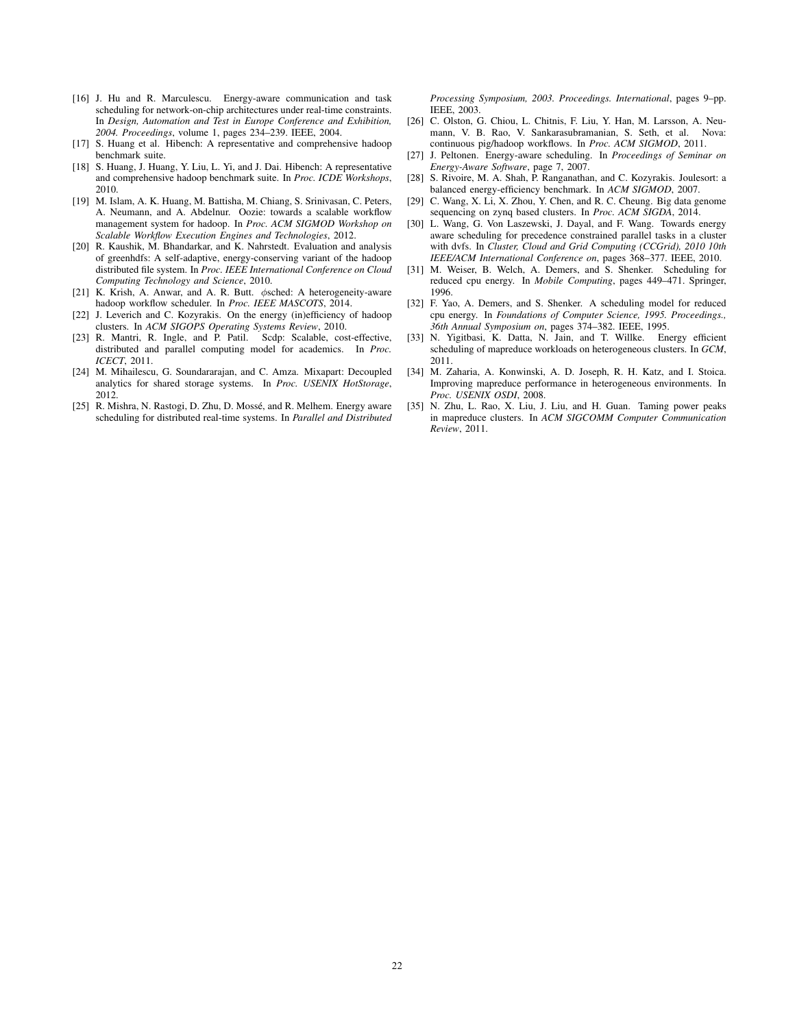[16] J. Hu and R. Marculescu. Energy-aware communication and task scheduling for network-on-chip architectures under real-time constraints. In *Design, Automation and Test in Europe Conference and Exhibition, 2004. Proceedings*, volume 1, pages 234–239. IEEE, 2004.

[17] S. Huang et al. Hibench: A representative and comprehensive hadoop benchmark suite.

[18] S. Huang, J. Huang, Y. Liu, L. Yi, and J. Dai. Hibench: A representative and comprehensive hadoop benchmark suite. In *Proc. ICDE Workshops*, 2010.

[19] M. Islam, A. K. Huang, M. Battisha, M. Chiang, S. Srinivasan, C. Peters, A. Neumann, and A. Abdelnur. Oozie: towards a scalable workflow management system for hadoop. In *Proc. ACM SIGMOD Workshop on Scalable Workflow Execution Engines and Technologies*, 2012.

[20] R. Kaushik, M. Bhandarkar, and K. Nahrstedt. Evaluation and analysis of greenhdfs: A self-adaptive, energy-conserving variant of the hadoop distributed file system. In *Proc. IEEE International Conference on Cloud Computing Technology and Science*, 2010.

[21] K. Krish, A. Anwar, and A. R. Butt. $\phi$sched: A heterogeneity-aware hadoop workflow scheduler. In *Proc. IEEE MASCOTS*, 2014.

[22] J. Leverich and C. Kozyrakis. On the energy (in)efficiency of hadoop clusters. In *ACM SIGOPS Operating Systems Review*, 2010.

[23] R. Mantri, R. Ingle, and P. Patil. Scdp: Scalable, cost-effective, distributed and parallel computing model for academics. In *Proc. ICECT*, 2011.

[24] M. Mihailescu, G. Soundararajan, and C. Amza. Mixapart: Decoupled analytics for shared storage systems. In *Proc. USENIX HotStorage*, 2012.

[25] R. Mishra, N. Rastogi, D. Zhu, D. Mossé, and R. Melhem. Energy aware scheduling for distributed real-time systems. In *Parallel and Distributed Processing Symposium, 2003. Proceedings. International*, pages 9–pp. IEEE, 2003.

[26] C. Olston, G. Chiou, L. Chitnis, F. Liu, Y. Han, M. Larsson, A. Neumann, V. B. Rao, V. Sankarasubramanian, S. Seth, et al. Nova: continuous pig/hadoop workflows. In *Proc. ACM SIGMOD*, 2011.

[27] J. Peltonen. Energy-aware scheduling. In *Proceedings of Seminar on Energy-Aware Software*, page 7, 2007.

[28] S. Rivoire, M. A. Shah, P. Ranganathan, and C. Kozyrakis. Joulesort: a balanced energy-efficiency benchmark. In *ACM SIGMOD*, 2007.

[29] C. Wang, X. Li, X. Zhou, Y. Chen, and R. C. Cheung. Big data genome sequencing on zynq based clusters. In *Proc. ACM SIGDA*, 2014.

[30] L. Wang, G. Von Laszewski, J. Dayal, and F. Wang. Towards energy aware scheduling for precedence constrained parallel tasks in a cluster with dvfs. In *Cluster, Cloud and Grid Computing (CCGrid), 2010 10th IEEE/ACM International Conference on*, pages 368–377. IEEE, 2010.

[31] M. Weiser, B. Welch, A. Demers, and S. Shenker. Scheduling for reduced cpu energy. In *Mobile Computing*, pages 449–471. Springer, 1996.

[32] F. Yao, A. Demers, and S. Shenker. A scheduling model for reduced cpu energy. In *Foundations of Computer Science, 1995. Proceedings., 36th Annual Symposium on*, pages 374–382. IEEE, 1995.

[33] N. Yigitbasi, K. Datta, N. Jain, and T. Willke. Energy efficient scheduling of mapreduce workloads on heterogeneous clusters. In *GCM*, 2011.

[34] M. Zaharia, A. Konwinski, A. D. Joseph, R. H. Katz, and I. Stoica. Improving mapreduce performance in heterogeneous environments. In *Proc. USENIX OSDI*, 2008.

[35] N. Zhu, L. Rao, X. Liu, J. Liu, and H. Guan. Taming power peaks in mapreduce clusters. In *ACM SIGCOMM Computer Communication Review*, 2011.